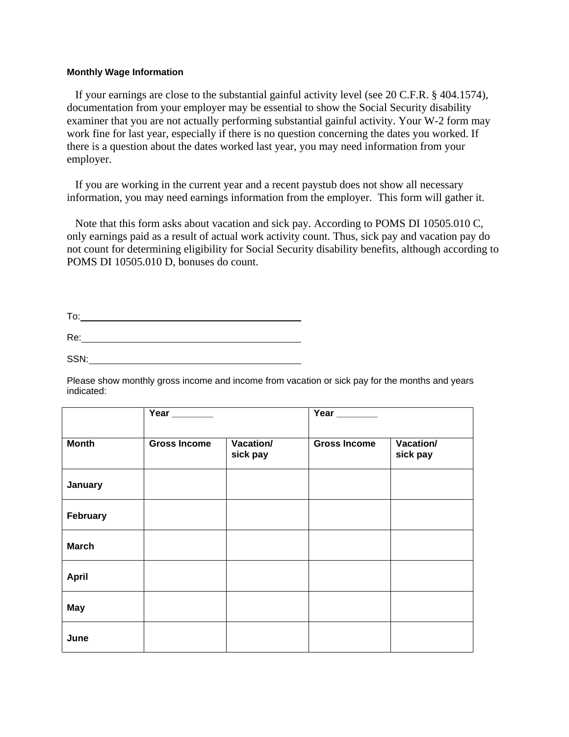**Monthly Wage Information**

If your earnings are close to the substantial gainful activity level (see 20 C.F.R. § 404.1574), documentation from your employer may be essential to show the Social Security disability examiner that you are not actually performing substantial gainful activity. Your W-2 form may work fine for last year, especially if there is no question concerning the dates you worked. If there is a question about the dates worked last year, you may need information from your employer.

If you are working in the current year and a recent paystub does not show all necessary information, you may need earnings information from the employer. This form will gather it.

Note that this form asks about vacation and sick pay. According to POMS DI 10505.010 C, only earnings paid as a result of actual work activity count. Thus, sick pay and vacation pay do not count for determining eligibility for Social Security disability benefits, although according to POMS DI 10505.010 D, bonuses do count.

To:\_\_\_\_\_\_\_\_\_\_\_\_\_\_\_\_\_\_\_\_\_\_\_\_\_\_\_\_\_\_\_\_\_\_\_\_\_\_\_\_

Re:\_\_\_\_\_\_\_\_\_\_\_\_\_\_\_\_\_\_\_\_\_\_\_\_\_\_\_\_\_\_\_\_\_\_\_\_\_\_\_\_

SSN:\_\_\_\_\_\_\_\_\_\_\_\_\_\_\_\_\_\_\_\_\_\_\_\_\_\_\_\_\_\_\_\_\_\_\_\_\_\_\_

Please show monthly gross income and income from vacation or sick pay for the months and years indicated:

| | **Year \_\_\_\_\_\_\_\_** | | **Year \_\_\_\_\_\_\_\_** | |
|---|---|---|---|---|
| **Month** | **Gross Income** | **Vacation/ sick pay** | **Gross Income** | **Vacation/ sick pay** |
| **January** | | | | |
| **February** | | | | |
| **March** | | | | |
| **April** | | | | |
| **May** | | | | |
| **June** | | | | |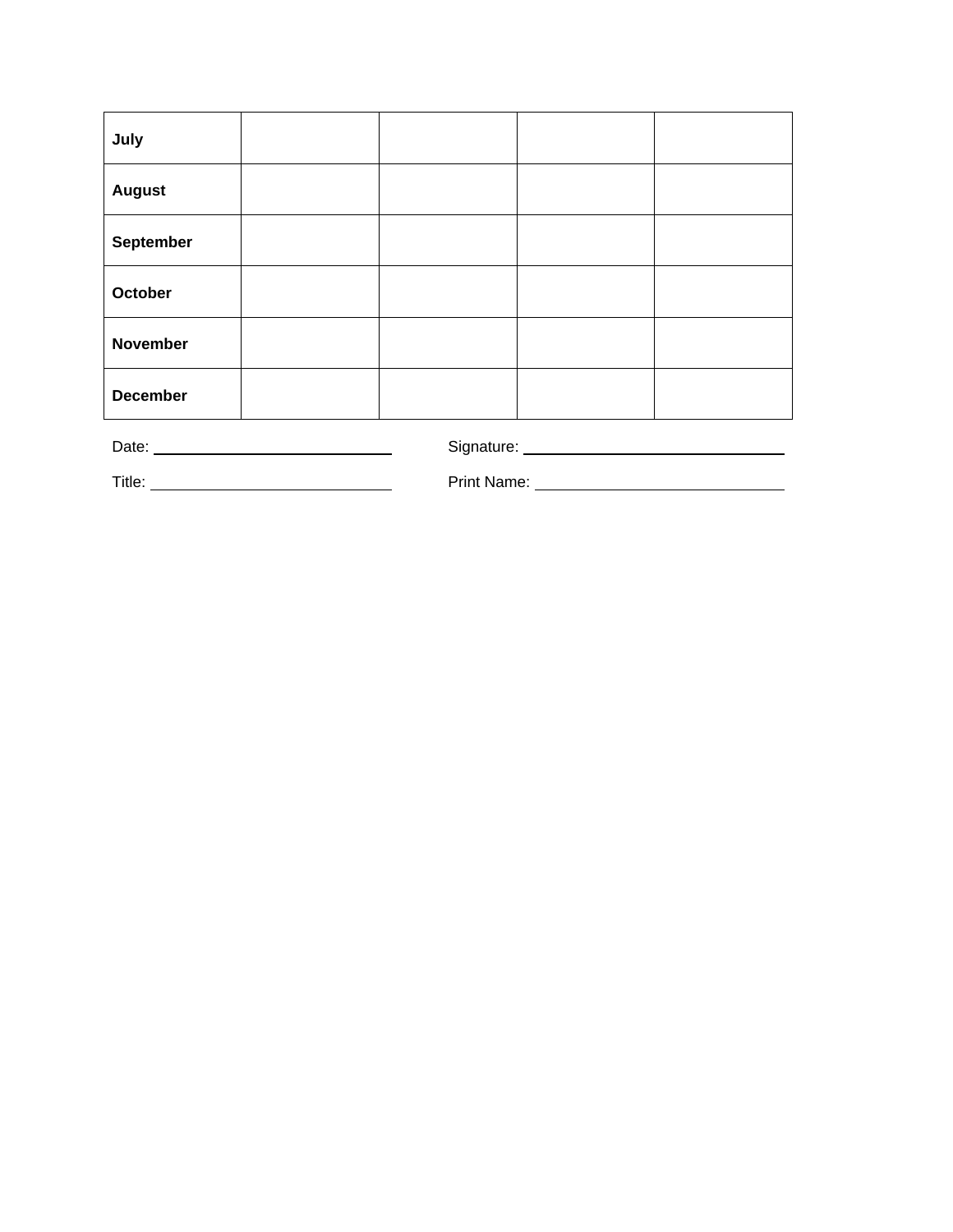| | | | | |
|---|---|---|---|---|
| **July** | | | | |
| **August** | | | | |
| **September** | | | | |
| **October** | | | | |
| **November** | | | | |
| **December** | | | | |

Date: ______________________________ Signature: _________________________________

Title: ______________________________ Print Name: _______________________________